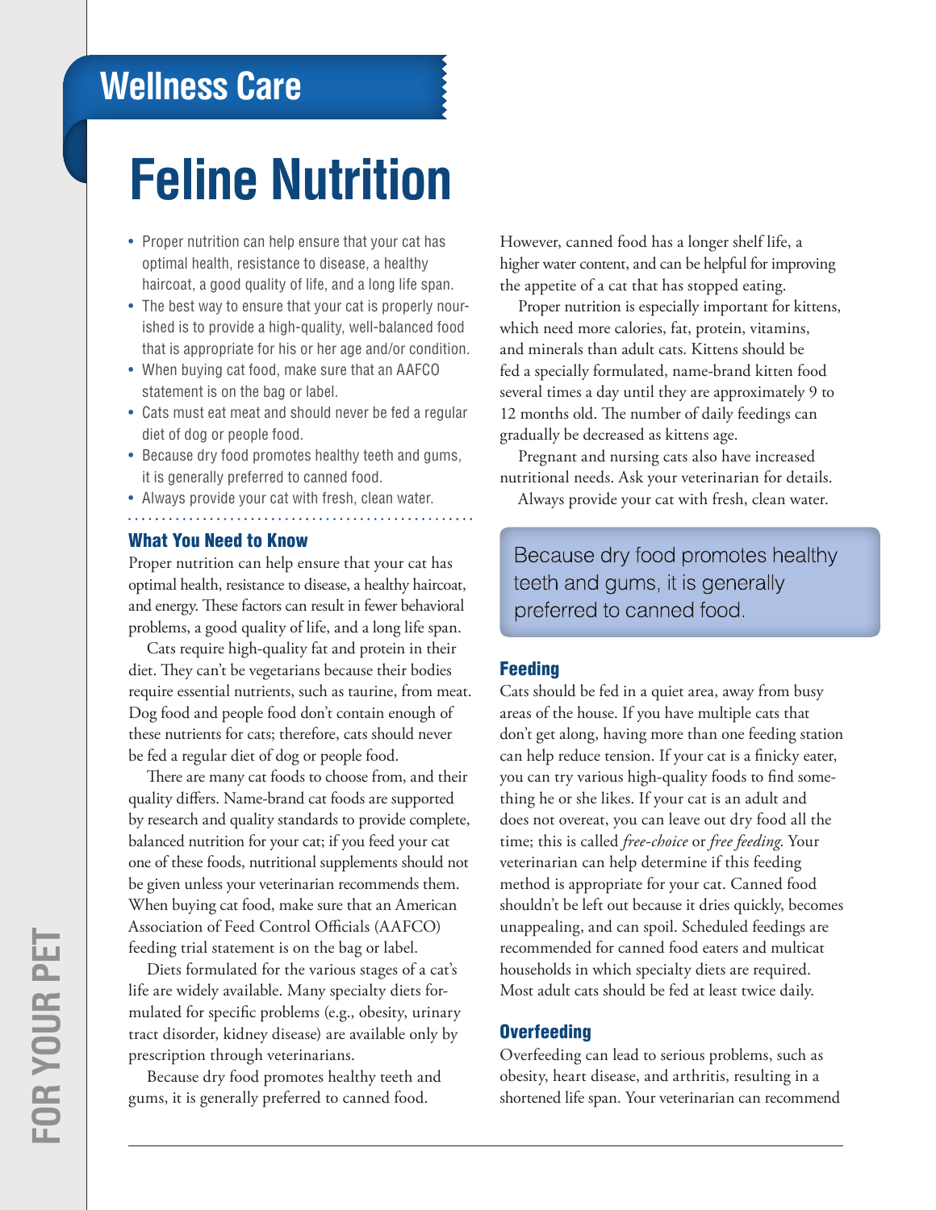# Wellness Care

# Feline Nutrition

- Proper nutrition can help ensure that your cat has optimal health, resistance to disease, a healthy haircoat, a good quality of life, and a long life span.
- The best way to ensure that your cat is properly nourished is to provide a high-quality, well-balanced food that is appropriate for his or her age and/or condition.
- When buying cat food, make sure that an AAFCO statement is on the bag or label.
- Cats must eat meat and should never be fed a regular diet of dog or people food.
- Because dry food promotes healthy teeth and gums, it is generally preferred to canned food.
- Always provide your cat with fresh, clean water.

### What You Need to Know

Proper nutrition can help ensure that your cat has optimal health, resistance to disease, a healthy haircoat, and energy. These factors can result in fewer behavioral problems, a good quality of life, and a long life span.

Cats require high-quality fat and protein in their diet. They can't be vegetarians because their bodies require essential nutrients, such as taurine, from meat. Dog food and people food don't contain enough of these nutrients for cats; therefore, cats should never be fed a regular diet of dog or people food.

There are many cat foods to choose from, and their quality differs. Name-brand cat foods are supported by research and quality standards to provide complete, balanced nutrition for your cat; if you feed your cat one of these foods, nutritional supplements should not be given unless your veterinarian recommends them. When buying cat food, make sure that an American Association of Feed Control Officials (AAFCO) feeding trial statement is on the bag or label.

Diets formulated for the various stages of a cat's life are widely available. Many specialty diets formulated for specific problems (e.g., obesity, urinary tract disorder, kidney disease) are available only by prescription through veterinarians.

Because dry food promotes healthy teeth and gums, it is generally preferred to canned food. However, canned food has a longer shelf life, a higher water content, and can be helpful for improving the appetite of a cat that has stopped eating.

Proper nutrition is especially important for kittens, which need more calories, fat, protein, vitamins, and minerals than adult cats. Kittens should be fed a specially formulated, name-brand kitten food several times a day until they are approximately 9 to 12 months old. The number of daily feedings can gradually be decreased as kittens age.

Pregnant and nursing cats also have increased nutritional needs. Ask your veterinarian for details.

Always provide your cat with fresh, clean water.

> Because dry food promotes healthy teeth and gums, it is generally preferred to canned food.

### Feeding

Cats should be fed in a quiet area, away from busy areas of the house. If you have multiple cats that don't get along, having more than one feeding station can help reduce tension. If your cat is a finicky eater, you can try various high-quality foods to find something he or she likes. If your cat is an adult and does not overeat, you can leave out dry food all the time; this is called *free-choice* or *free feeding*. Your veterinarian can help determine if this feeding method is appropriate for your cat. Canned food shouldn't be left out because it dries quickly, becomes unappealing, and can spoil. Scheduled feedings are recommended for canned food eaters and multicat households in which specialty diets are required. Most adult cats should be fed at least twice daily.

### Overfeeding

Overfeeding can lead to serious problems, such as obesity, heart disease, and arthritis, resulting in a shortened life span. Your veterinarian can recommend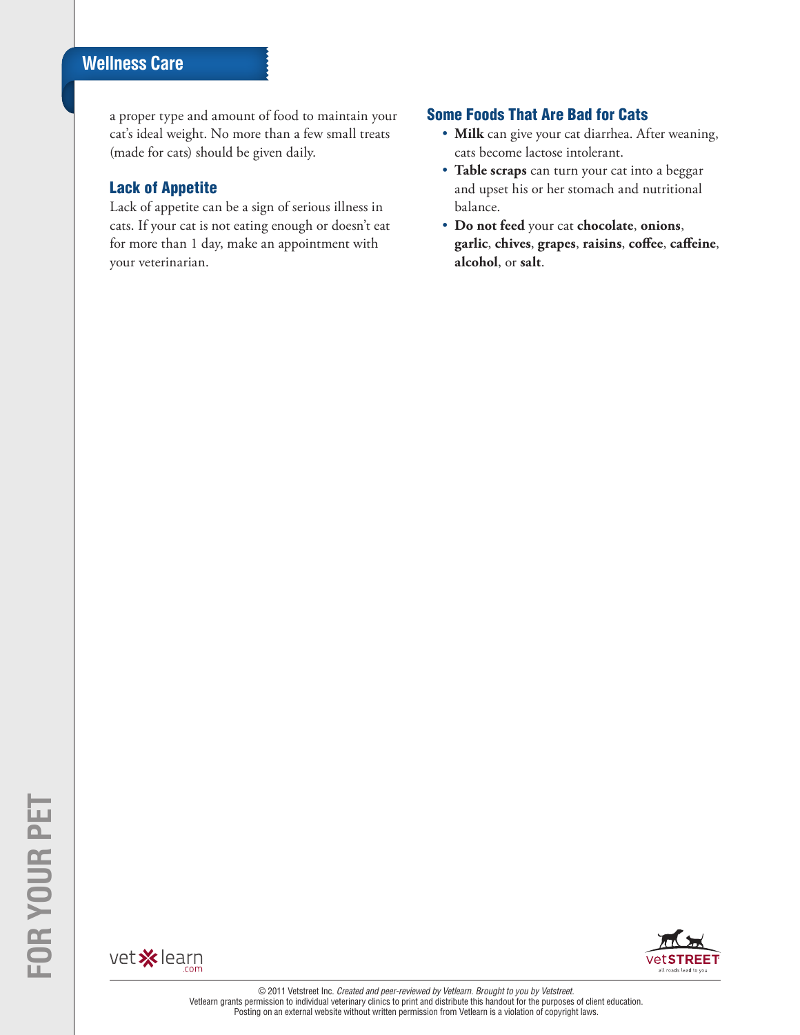a proper type and amount of food to maintain your cat's ideal weight. No more than a few small treats (made for cats) should be given daily.

## Lack of Appetite

Lack of appetite can be a sign of serious illness in cats. If your cat is not eating enough or doesn't eat for more than 1 day, make an appointment with your veterinarian.

## Some Foods That Are Bad for Cats

- **Milk** can give your cat diarrhea. After weaning, cats become lactose intolerant.
- **Table scraps** can turn your cat into a beggar and upset his or her stomach and nutritional balance.
- **Do not feed** your cat **chocolate**, **onions**, **garlic**, **chives**, **grapes**, **raisins**, **coffee**, **caffeine**, **alcohol**, or **salt**.

© 2011 Vetstreet Inc. *Created and peer-reviewed by Vetlearn. Brought to you by Vetstreet.*
Vetlearn grants permission to individual veterinary clinics to print and distribute this handout for the purposes of client education.
Posting on an external website without written permission from Vetlearn is a violation of copyright laws.